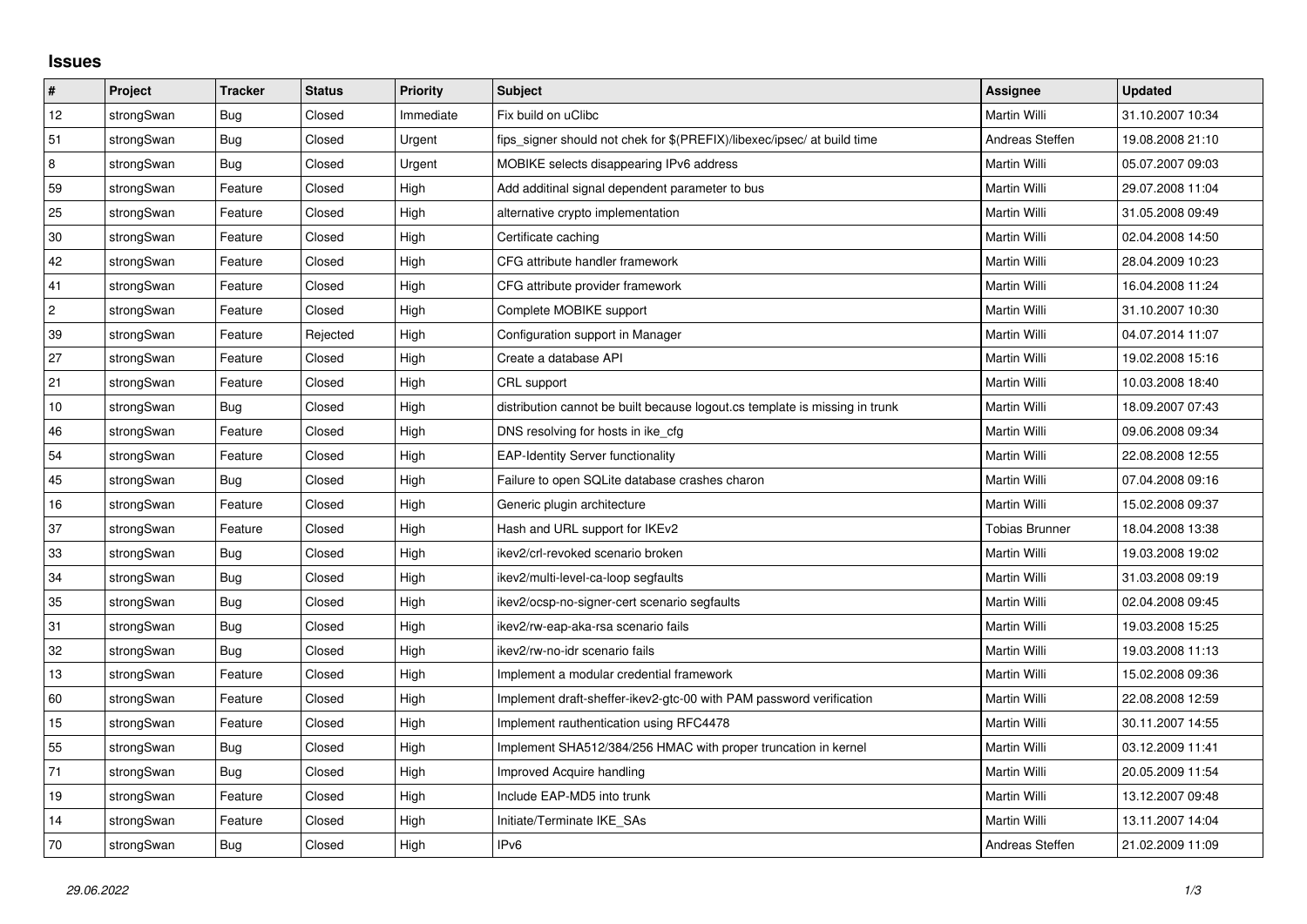## Issues

| # | Project | Tracker | Status | Priority | Subject | Assignee | Updated |
|---|---|---|---|---|---|---|---|
| 12 | strongSwan | Bug | Closed | Immediate | Fix build on uClibc | Martin Willi | 31.10.2007 10:34 |
| 51 | strongSwan | Bug | Closed | Urgent | fips_signer should not chek for $(PREFIX)/libexec/ipsec/ at build time | Andreas Steffen | 19.08.2008 21:10 |
| 8 | strongSwan | Bug | Closed | Urgent | MOBIKE selects disappearing IPv6 address | Martin Willi | 05.07.2007 09:03 |
| 59 | strongSwan | Feature | Closed | High | Add additinal signal dependent parameter to bus | Martin Willi | 29.07.2008 11:04 |
| 25 | strongSwan | Feature | Closed | High | alternative crypto implementation | Martin Willi | 31.05.2008 09:49 |
| 30 | strongSwan | Feature | Closed | High | Certificate caching | Martin Willi | 02.04.2008 14:50 |
| 42 | strongSwan | Feature | Closed | High | CFG attribute handler framework | Martin Willi | 28.04.2009 10:23 |
| 41 | strongSwan | Feature | Closed | High | CFG attribute provider framework | Martin Willi | 16.04.2008 11:24 |
| 2 | strongSwan | Feature | Closed | High | Complete MOBIKE support | Martin Willi | 31.10.2007 10:30 |
| 39 | strongSwan | Feature | Rejected | High | Configuration support in Manager | Martin Willi | 04.07.2014 11:07 |
| 27 | strongSwan | Feature | Closed | High | Create a database API | Martin Willi | 19.02.2008 15:16 |
| 21 | strongSwan | Feature | Closed | High | CRL support | Martin Willi | 10.03.2008 18:40 |
| 10 | strongSwan | Bug | Closed | High | distribution cannot be built because logout.cs template is missing in trunk | Martin Willi | 18.09.2007 07:43 |
| 46 | strongSwan | Feature | Closed | High | DNS resolving for hosts in ike_cfg | Martin Willi | 09.06.2008 09:34 |
| 54 | strongSwan | Feature | Closed | High | EAP-Identity Server functionality | Martin Willi | 22.08.2008 12:55 |
| 45 | strongSwan | Bug | Closed | High | Failure to open SQLite database crashes charon | Martin Willi | 07.04.2008 09:16 |
| 16 | strongSwan | Feature | Closed | High | Generic plugin architecture | Martin Willi | 15.02.2008 09:37 |
| 37 | strongSwan | Feature | Closed | High | Hash and URL support for IKEv2 | Tobias Brunner | 18.04.2008 13:38 |
| 33 | strongSwan | Bug | Closed | High | ikev2/crl-revoked scenario broken | Martin Willi | 19.03.2008 19:02 |
| 34 | strongSwan | Bug | Closed | High | ikev2/multi-level-ca-loop segfaults | Martin Willi | 31.03.2008 09:19 |
| 35 | strongSwan | Bug | Closed | High | ikev2/ocsp-no-signer-cert scenario segfaults | Martin Willi | 02.04.2008 09:45 |
| 31 | strongSwan | Bug | Closed | High | ikev2/rw-eap-aka-rsa scenario fails | Martin Willi | 19.03.2008 15:25 |
| 32 | strongSwan | Bug | Closed | High | ikev2/rw-no-idr scenario fails | Martin Willi | 19.03.2008 11:13 |
| 13 | strongSwan | Feature | Closed | High | Implement a modular credential framework | Martin Willi | 15.02.2008 09:36 |
| 60 | strongSwan | Feature | Closed | High | Implement draft-sheffer-ikev2-gtc-00 with PAM password verification | Martin Willi | 22.08.2008 12:59 |
| 15 | strongSwan | Feature | Closed | High | Implement rauthentication using RFC4478 | Martin Willi | 30.11.2007 14:55 |
| 55 | strongSwan | Bug | Closed | High | Implement SHA512/384/256 HMAC with proper truncation in kernel | Martin Willi | 03.12.2009 11:41 |
| 71 | strongSwan | Bug | Closed | High | Improved Acquire handling | Martin Willi | 20.05.2009 11:54 |
| 19 | strongSwan | Feature | Closed | High | Include EAP-MD5 into trunk | Martin Willi | 13.12.2007 09:48 |
| 14 | strongSwan | Feature | Closed | High | Initiate/Terminate IKE_SAs | Martin Willi | 13.11.2007 14:04 |
| 70 | strongSwan | Bug | Closed | High | IPv6 | Andreas Steffen | 21.02.2009 11:09 |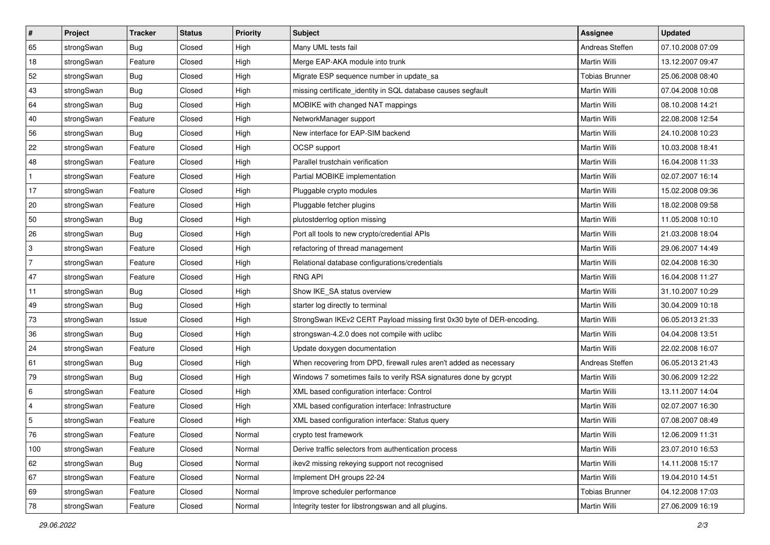| # | Project | Tracker | Status | Priority | Subject | Assignee | Updated |
|---|---|---|---|---|---|---|---|
| 65 | strongSwan | Bug | Closed | High | Many UML tests fail | Andreas Steffen | 07.10.2008 07:09 |
| 18 | strongSwan | Feature | Closed | High | Merge EAP-AKA module into trunk | Martin Willi | 13.12.2007 09:47 |
| 52 | strongSwan | Bug | Closed | High | Migrate ESP sequence number in update_sa | Tobias Brunner | 25.06.2008 08:40 |
| 43 | strongSwan | Bug | Closed | High | missing certificate_identity in SQL database causes segfault | Martin Willi | 07.04.2008 10:08 |
| 64 | strongSwan | Bug | Closed | High | MOBIKE with changed NAT mappings | Martin Willi | 08.10.2008 14:21 |
| 40 | strongSwan | Feature | Closed | High | NetworkManager support | Martin Willi | 22.08.2008 12:54 |
| 56 | strongSwan | Bug | Closed | High | New interface for EAP-SIM backend | Martin Willi | 24.10.2008 10:23 |
| 22 | strongSwan | Feature | Closed | High | OCSP support | Martin Willi | 10.03.2008 18:41 |
| 48 | strongSwan | Feature | Closed | High | Parallel trustchain verification | Martin Willi | 16.04.2008 11:33 |
| 1 | strongSwan | Feature | Closed | High | Partial MOBIKE implementation | Martin Willi | 02.07.2007 16:14 |
| 17 | strongSwan | Feature | Closed | High | Pluggable crypto modules | Martin Willi | 15.02.2008 09:36 |
| 20 | strongSwan | Feature | Closed | High | Pluggable fetcher plugins | Martin Willi | 18.02.2008 09:58 |
| 50 | strongSwan | Bug | Closed | High | plutostderrlog option missing | Martin Willi | 11.05.2008 10:10 |
| 26 | strongSwan | Bug | Closed | High | Port all tools to new crypto/credential APIs | Martin Willi | 21.03.2008 18:04 |
| 3 | strongSwan | Feature | Closed | High | refactoring of thread management | Martin Willi | 29.06.2007 14:49 |
| 7 | strongSwan | Feature | Closed | High | Relational database configurations/credentials | Martin Willi | 02.04.2008 16:30 |
| 47 | strongSwan | Feature | Closed | High | RNG API | Martin Willi | 16.04.2008 11:27 |
| 11 | strongSwan | Bug | Closed | High | Show IKE_SA status overview | Martin Willi | 31.10.2007 10:29 |
| 49 | strongSwan | Bug | Closed | High | starter log directly to terminal | Martin Willi | 30.04.2009 10:18 |
| 73 | strongSwan | Issue | Closed | High | StrongSwan IKEv2 CERT Payload missing first 0x30 byte of DER-encoding. | Martin Willi | 06.05.2013 21:33 |
| 36 | strongSwan | Bug | Closed | High | strongswan-4.2.0 does not compile with uclibc | Martin Willi | 04.04.2008 13:51 |
| 24 | strongSwan | Feature | Closed | High | Update doxygen documentation | Martin Willi | 22.02.2008 16:07 |
| 61 | strongSwan | Bug | Closed | High | When recovering from DPD, firewall rules aren't added as necessary | Andreas Steffen | 06.05.2013 21:43 |
| 79 | strongSwan | Bug | Closed | High | Windows 7 sometimes fails to verify RSA signatures done by gcrypt | Martin Willi | 30.06.2009 12:22 |
| 6 | strongSwan | Feature | Closed | High | XML based configuration interface: Control | Martin Willi | 13.11.2007 14:04 |
| 4 | strongSwan | Feature | Closed | High | XML based configuration interface: Infrastructure | Martin Willi | 02.07.2007 16:30 |
| 5 | strongSwan | Feature | Closed | High | XML based configuration interface: Status query | Martin Willi | 07.08.2007 08:49 |
| 76 | strongSwan | Feature | Closed | Normal | crypto test framework | Martin Willi | 12.06.2009 11:31 |
| 100 | strongSwan | Feature | Closed | Normal | Derive traffic selectors from authentication process | Martin Willi | 23.07.2010 16:53 |
| 62 | strongSwan | Bug | Closed | Normal | ikev2 missing rekeying support not recognised | Martin Willi | 14.11.2008 15:17 |
| 67 | strongSwan | Feature | Closed | Normal | Implement DH groups 22-24 | Martin Willi | 19.04.2010 14:51 |
| 69 | strongSwan | Feature | Closed | Normal | Improve scheduler performance | Tobias Brunner | 04.12.2008 17:03 |
| 78 | strongSwan | Feature | Closed | Normal | Integrity tester for libstrongswan and all plugins. | Martin Willi | 27.06.2009 16:19 |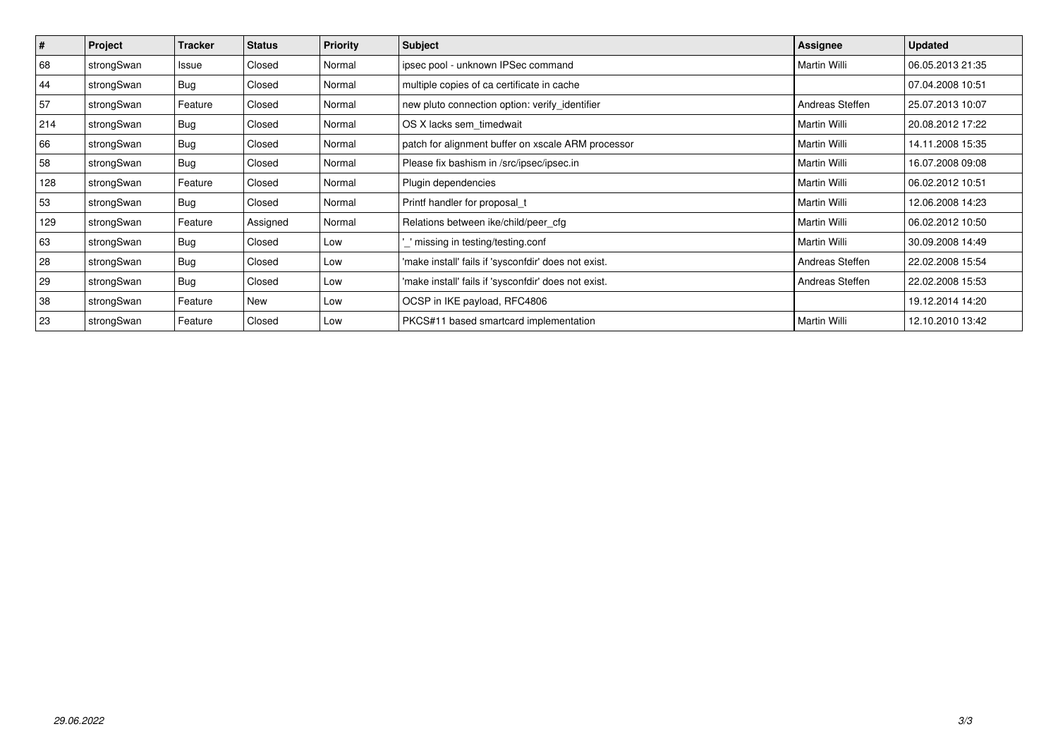| # | Project | Tracker | Status | Priority | Subject | Assignee | Updated |
|---|---|---|---|---|---|---|---|
| 68 | strongSwan | Issue | Closed | Normal | ipsec pool - unknown IPSec command | Martin Willi | 06.05.2013 21:35 |
| 44 | strongSwan | Bug | Closed | Normal | multiple copies of ca certificate in cache | | 07.04.2008 10:51 |
| 57 | strongSwan | Feature | Closed | Normal | new pluto connection option: verify_identifier | Andreas Steffen | 25.07.2013 10:07 |
| 214 | strongSwan | Bug | Closed | Normal | OS X lacks sem_timedwait | Martin Willi | 20.08.2012 17:22 |
| 66 | strongSwan | Bug | Closed | Normal | patch for alignment buffer on xscale ARM processor | Martin Willi | 14.11.2008 15:35 |
| 58 | strongSwan | Bug | Closed | Normal | Please fix bashism in /src/ipsec/ipsec.in | Martin Willi | 16.07.2008 09:08 |
| 128 | strongSwan | Feature | Closed | Normal | Plugin dependencies | Martin Willi | 06.02.2012 10:51 |
| 53 | strongSwan | Bug | Closed | Normal | Printf handler for proposal_t | Martin Willi | 12.06.2008 14:23 |
| 129 | strongSwan | Feature | Assigned | Normal | Relations between ike/child/peer_cfg | Martin Willi | 06.02.2012 10:50 |
| 63 | strongSwan | Bug | Closed | Low | '_' missing in testing/testing.conf | Martin Willi | 30.09.2008 14:49 |
| 28 | strongSwan | Bug | Closed | Low | 'make install' fails if 'sysconfdir' does not exist. | Andreas Steffen | 22.02.2008 15:54 |
| 29 | strongSwan | Bug | Closed | Low | 'make install' fails if 'sysconfdir' does not exist. | Andreas Steffen | 22.02.2008 15:53 |
| 38 | strongSwan | Feature | New | Low | OCSP in IKE payload, RFC4806 | | 19.12.2014 14:20 |
| 23 | strongSwan | Feature | Closed | Low | PKCS#11 based smartcard implementation | Martin Willi | 12.10.2010 13:42 |

29.06.2022